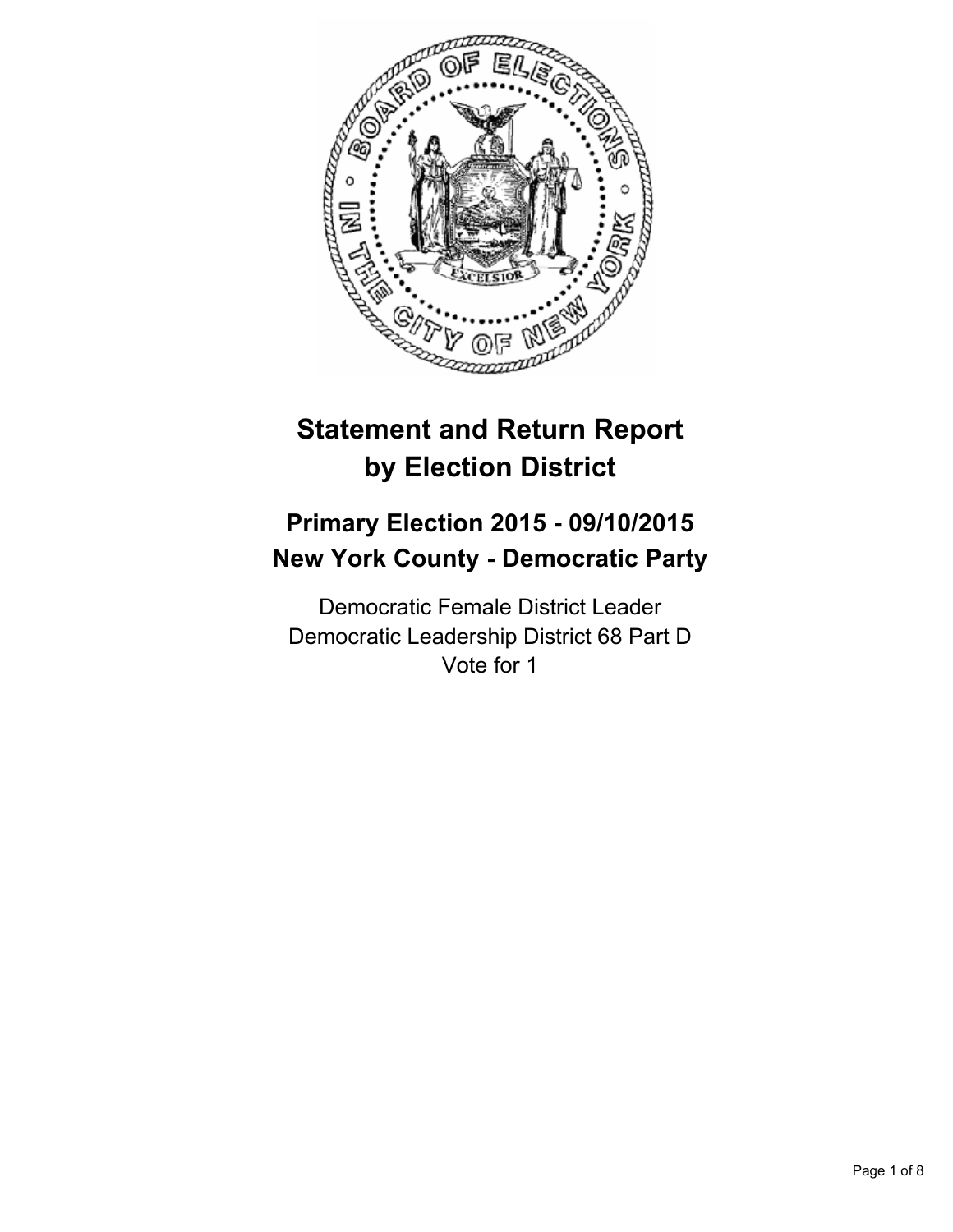# Statement and Return Report by Election District

## Primary Election 2015 - 09/10/2015
## New York County - Democratic Party

Democratic Female District Leader
Democratic Leadership District 68 Part D
Vote for 1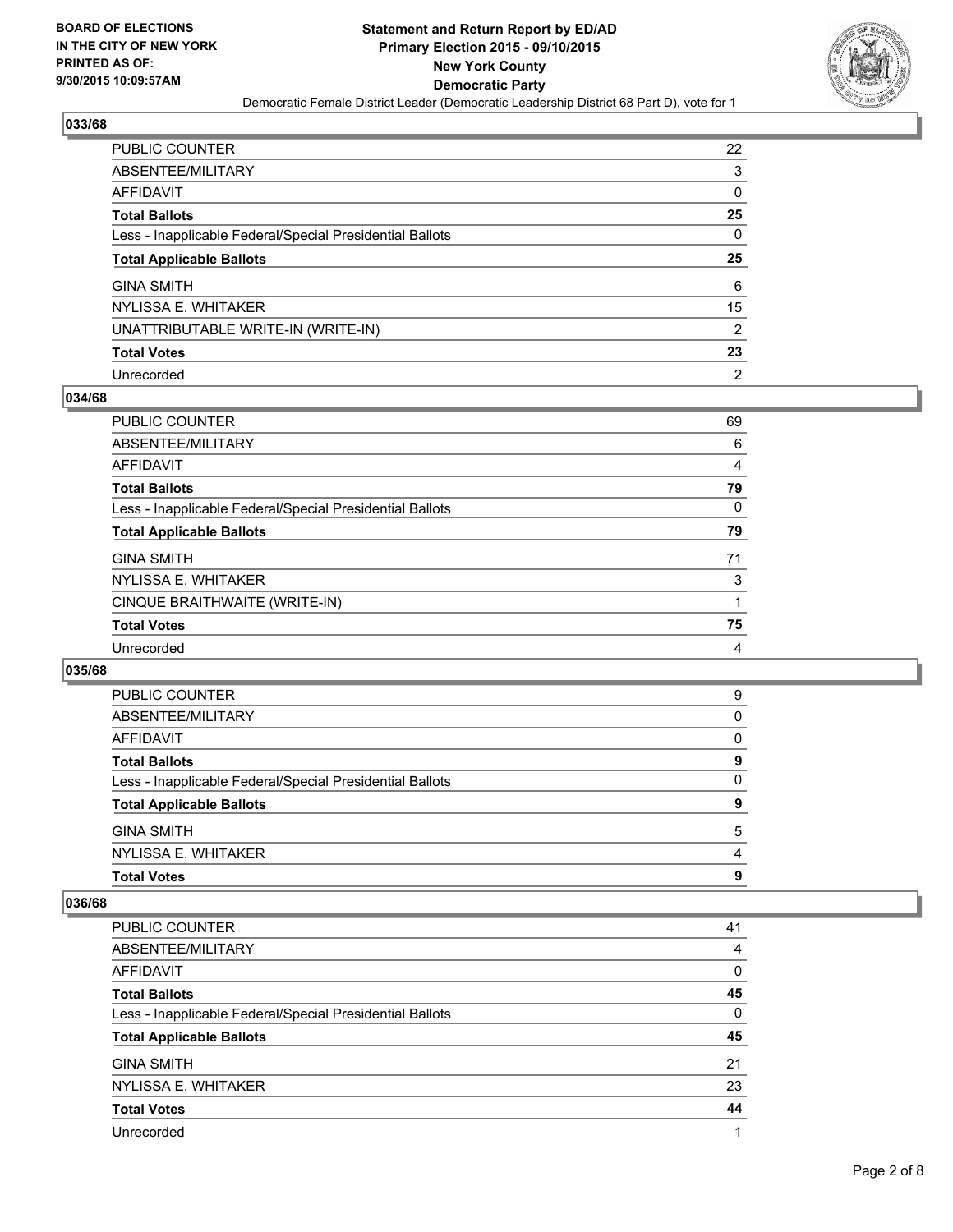### 033/68

| | |
|---|---|
| PUBLIC COUNTER | 22 |
| ABSENTEE/MILITARY | 3 |
| AFFIDAVIT | 0 |
| **Total Ballots** | **25** |
| Less - Inapplicable Federal/Special Presidential Ballots | 0 |
| **Total Applicable Ballots** | **25** |
| GINA SMITH | 6 |
| NYLISSA E. WHITAKER | 15 |
| UNATTRIBUTABLE WRITE-IN (WRITE-IN) | 2 |
| **Total Votes** | **23** |
| Unrecorded | 2 |

### 034/68

| | |
|---|---|
| PUBLIC COUNTER | 69 |
| ABSENTEE/MILITARY | 6 |
| AFFIDAVIT | 4 |
| **Total Ballots** | **79** |
| Less - Inapplicable Federal/Special Presidential Ballots | 0 |
| **Total Applicable Ballots** | **79** |
| GINA SMITH | 71 |
| NYLISSA E. WHITAKER | 3 |
| CINQUE BRAITHWAITE (WRITE-IN) | 1 |
| **Total Votes** | **75** |
| Unrecorded | 4 |

### 035/68

| | |
|---|---|
| PUBLIC COUNTER | 9 |
| ABSENTEE/MILITARY | 0 |
| AFFIDAVIT | 0 |
| **Total Ballots** | **9** |
| Less - Inapplicable Federal/Special Presidential Ballots | 0 |
| **Total Applicable Ballots** | **9** |
| GINA SMITH | 5 |
| NYLISSA E. WHITAKER | 4 |
| **Total Votes** | **9** |

### 036/68

| | |
|---|---|
| PUBLIC COUNTER | 41 |
| ABSENTEE/MILITARY | 4 |
| AFFIDAVIT | 0 |
| **Total Ballots** | **45** |
| Less - Inapplicable Federal/Special Presidential Ballots | 0 |
| **Total Applicable Ballots** | **45** |
| GINA SMITH | 21 |
| NYLISSA E. WHITAKER | 23 |
| **Total Votes** | **44** |
| Unrecorded | 1 |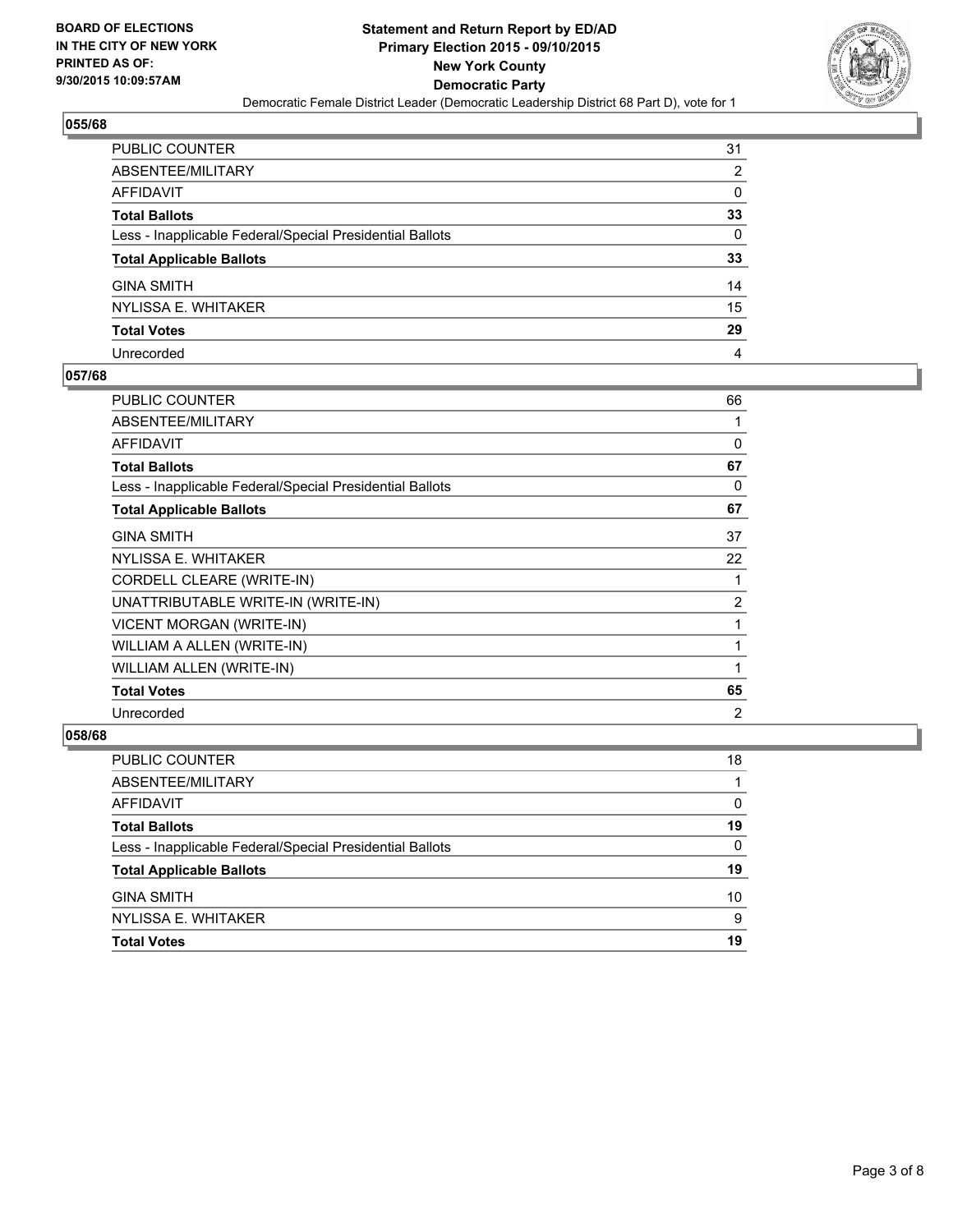### 055/68

| | |
|---|---|
| PUBLIC COUNTER | 31 |
| ABSENTEE/MILITARY | 2 |
| AFFIDAVIT | 0 |
| **Total Ballots** | **33** |
| Less - Inapplicable Federal/Special Presidential Ballots | 0 |
| **Total Applicable Ballots** | **33** |
| GINA SMITH | 14 |
| NYLISSA E. WHITAKER | 15 |
| **Total Votes** | **29** |
| Unrecorded | 4 |

### 057/68

| | |
|---|---|
| PUBLIC COUNTER | 66 |
| ABSENTEE/MILITARY | 1 |
| AFFIDAVIT | 0 |
| **Total Ballots** | **67** |
| Less - Inapplicable Federal/Special Presidential Ballots | 0 |
| **Total Applicable Ballots** | **67** |
| GINA SMITH | 37 |
| NYLISSA E. WHITAKER | 22 |
| CORDELL CLEARE (WRITE-IN) | 1 |
| UNATTRIBUTABLE WRITE-IN (WRITE-IN) | 2 |
| VICENT MORGAN (WRITE-IN) | 1 |
| WILLIAM A ALLEN (WRITE-IN) | 1 |
| WILLIAM ALLEN (WRITE-IN) | 1 |
| **Total Votes** | **65** |
| Unrecorded | 2 |

### 058/68

| | |
|---|---|
| PUBLIC COUNTER | 18 |
| ABSENTEE/MILITARY | 1 |
| AFFIDAVIT | 0 |
| **Total Ballots** | **19** |
| Less - Inapplicable Federal/Special Presidential Ballots | 0 |
| **Total Applicable Ballots** | **19** |
| GINA SMITH | 10 |
| NYLISSA E. WHITAKER | 9 |
| **Total Votes** | **19** |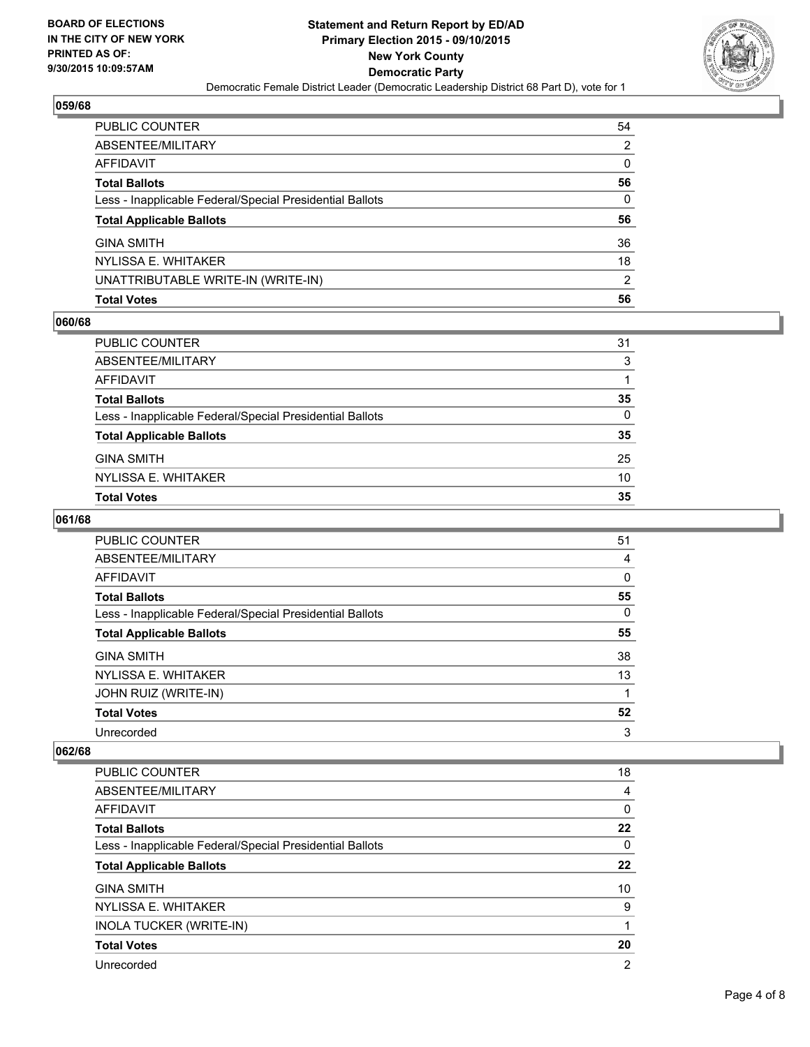**BOARD OF ELECTIONS IN THE CITY OF NEW YORK PRINTED AS OF: 9/30/2015 10:09:57AM**

**Statement and Return Report by ED/AD Primary Election 2015 - 09/10/2015 New York County Democratic Party**

Democratic Female District Leader (Democratic Leadership District 68 Part D), vote for 1

### 059/68

| | |
|---|---|
| PUBLIC COUNTER | 54 |
| ABSENTEE/MILITARY | 2 |
| AFFIDAVIT | 0 |
| **Total Ballots** | **56** |
| Less - Inapplicable Federal/Special Presidential Ballots | 0 |
| **Total Applicable Ballots** | **56** |
| GINA SMITH | 36 |
| NYLISSA E. WHITAKER | 18 |
| UNATTRIBUTABLE WRITE-IN (WRITE-IN) | 2 |
| **Total Votes** | **56** |

### 060/68

| | |
|---|---|
| PUBLIC COUNTER | 31 |
| ABSENTEE/MILITARY | 3 |
| AFFIDAVIT | 1 |
| **Total Ballots** | **35** |
| Less - Inapplicable Federal/Special Presidential Ballots | 0 |
| **Total Applicable Ballots** | **35** |
| GINA SMITH | 25 |
| NYLISSA E. WHITAKER | 10 |
| **Total Votes** | **35** |

### 061/68

| | |
|---|---|
| PUBLIC COUNTER | 51 |
| ABSENTEE/MILITARY | 4 |
| AFFIDAVIT | 0 |
| **Total Ballots** | **55** |
| Less - Inapplicable Federal/Special Presidential Ballots | 0 |
| **Total Applicable Ballots** | **55** |
| GINA SMITH | 38 |
| NYLISSA E. WHITAKER | 13 |
| JOHN RUIZ (WRITE-IN) | 1 |
| **Total Votes** | **52** |
| Unrecorded | 3 |

### 062/68

| | |
|---|---|
| PUBLIC COUNTER | 18 |
| ABSENTEE/MILITARY | 4 |
| AFFIDAVIT | 0 |
| **Total Ballots** | **22** |
| Less - Inapplicable Federal/Special Presidential Ballots | 0 |
| **Total Applicable Ballots** | **22** |
| GINA SMITH | 10 |
| NYLISSA E. WHITAKER | 9 |
| INOLA TUCKER (WRITE-IN) | 1 |
| **Total Votes** | **20** |
| Unrecorded | 2 |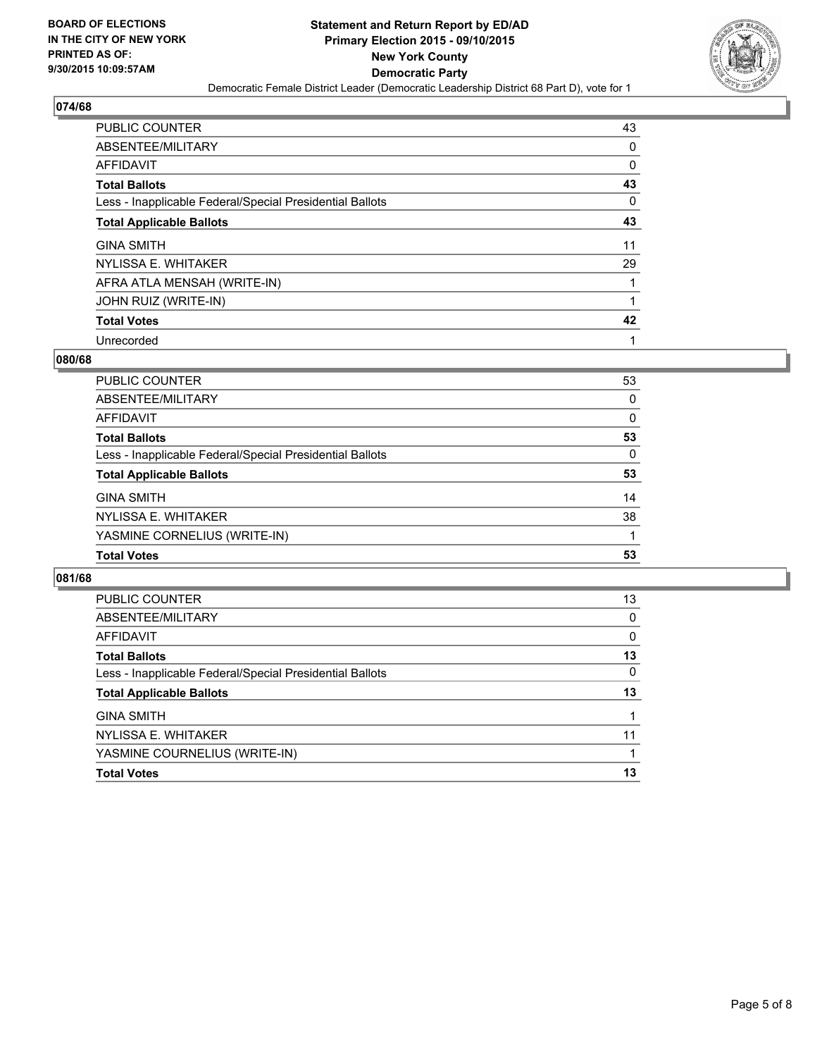### 074/68

| | |
|---|---|
| PUBLIC COUNTER | 43 |
| ABSENTEE/MILITARY | 0 |
| AFFIDAVIT | 0 |
| **Total Ballots** | **43** |
| Less - Inapplicable Federal/Special Presidential Ballots | 0 |
| **Total Applicable Ballots** | **43** |
| GINA SMITH | 11 |
| NYLISSA E. WHITAKER | 29 |
| AFRA ATLA MENSAH (WRITE-IN) | 1 |
| JOHN RUIZ (WRITE-IN) | 1 |
| **Total Votes** | **42** |
| Unrecorded | 1 |

### 080/68

| | |
|---|---|
| PUBLIC COUNTER | 53 |
| ABSENTEE/MILITARY | 0 |
| AFFIDAVIT | 0 |
| **Total Ballots** | **53** |
| Less - Inapplicable Federal/Special Presidential Ballots | 0 |
| **Total Applicable Ballots** | **53** |
| GINA SMITH | 14 |
| NYLISSA E. WHITAKER | 38 |
| YASMINE CORNELIUS (WRITE-IN) | 1 |
| **Total Votes** | **53** |

### 081/68

| | |
|---|---|
| PUBLIC COUNTER | 13 |
| ABSENTEE/MILITARY | 0 |
| AFFIDAVIT | 0 |
| **Total Ballots** | **13** |
| Less - Inapplicable Federal/Special Presidential Ballots | 0 |
| **Total Applicable Ballots** | **13** |
| GINA SMITH | 1 |
| NYLISSA E. WHITAKER | 11 |
| YASMINE COURNELIUS (WRITE-IN) | 1 |
| **Total Votes** | **13** |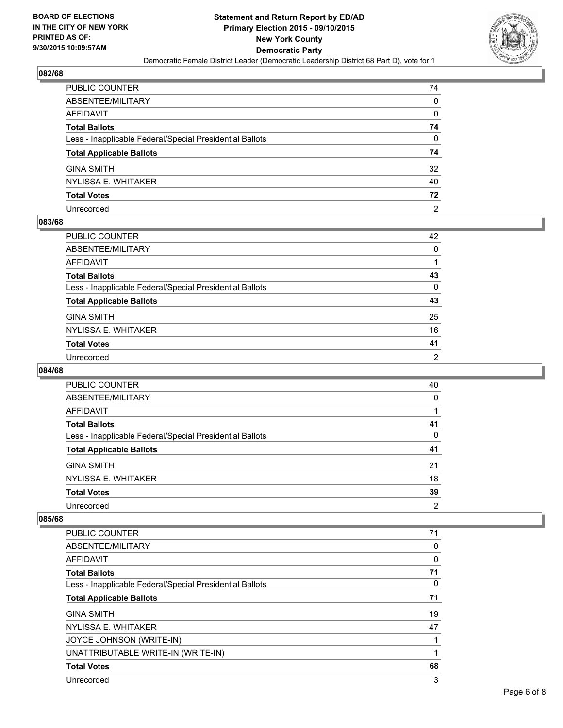BOARD OF ELECTIONS
IN THE CITY OF NEW YORK
PRINTED AS OF:
9/30/2015 10:09:57AM

# Statement and Return Report by ED/AD
## Primary Election 2015 - 09/10/2015
## New York County
## Democratic Party
Democratic Female District Leader (Democratic Leadership District 68 Part D), vote for 1

### 082/68

| | |
|---|---|
| PUBLIC COUNTER | 74 |
| ABSENTEE/MILITARY | 0 |
| AFFIDAVIT | 0 |
| **Total Ballots** | **74** |
| Less - Inapplicable Federal/Special Presidential Ballots | 0 |
| **Total Applicable Ballots** | **74** |
| GINA SMITH | 32 |
| NYLISSA E. WHITAKER | 40 |
| **Total Votes** | **72** |
| Unrecorded | 2 |

### 083/68

| | |
|---|---|
| PUBLIC COUNTER | 42 |
| ABSENTEE/MILITARY | 0 |
| AFFIDAVIT | 1 |
| **Total Ballots** | **43** |
| Less - Inapplicable Federal/Special Presidential Ballots | 0 |
| **Total Applicable Ballots** | **43** |
| GINA SMITH | 25 |
| NYLISSA E. WHITAKER | 16 |
| **Total Votes** | **41** |
| Unrecorded | 2 |

### 084/68

| | |
|---|---|
| PUBLIC COUNTER | 40 |
| ABSENTEE/MILITARY | 0 |
| AFFIDAVIT | 1 |
| **Total Ballots** | **41** |
| Less - Inapplicable Federal/Special Presidential Ballots | 0 |
| **Total Applicable Ballots** | **41** |
| GINA SMITH | 21 |
| NYLISSA E. WHITAKER | 18 |
| **Total Votes** | **39** |
| Unrecorded | 2 |

### 085/68

| | |
|---|---|
| PUBLIC COUNTER | 71 |
| ABSENTEE/MILITARY | 0 |
| AFFIDAVIT | 0 |
| **Total Ballots** | **71** |
| Less - Inapplicable Federal/Special Presidential Ballots | 0 |
| **Total Applicable Ballots** | **71** |
| GINA SMITH | 19 |
| NYLISSA E. WHITAKER | 47 |
| JOYCE JOHNSON (WRITE-IN) | 1 |
| UNATTRIBUTABLE WRITE-IN (WRITE-IN) | 1 |
| **Total Votes** | **68** |
| Unrecorded | 3 |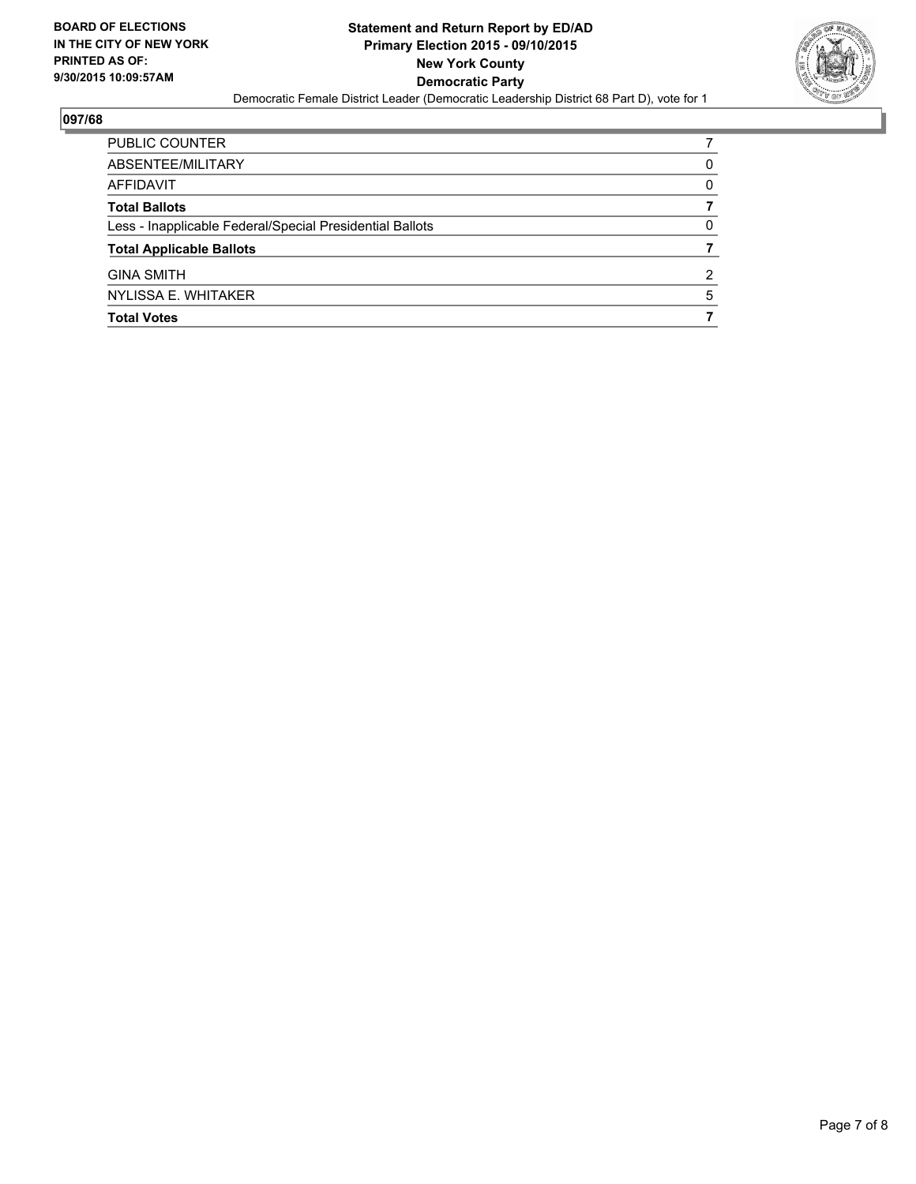**BOARD OF ELECTIONS IN THE CITY OF NEW YORK PRINTED AS OF: 9/30/2015 10:09:57AM**

**Statement and Return Report by ED/AD**
**Primary Election 2015 - 09/10/2015**
**New York County**
**Democratic Party**

Democratic Female District Leader (Democratic Leadership District 68 Part D), vote for 1

## 097/68

| | |
|---|---|
| PUBLIC COUNTER | 7 |
| ABSENTEE/MILITARY | 0 |
| AFFIDAVIT | 0 |
| **Total Ballots** | **7** |
| Less - Inapplicable Federal/Special Presidential Ballots | 0 |
| **Total Applicable Ballots** | **7** |
| GINA SMITH | 2 |
| NYLISSA E. WHITAKER | 5 |
| **Total Votes** | **7** |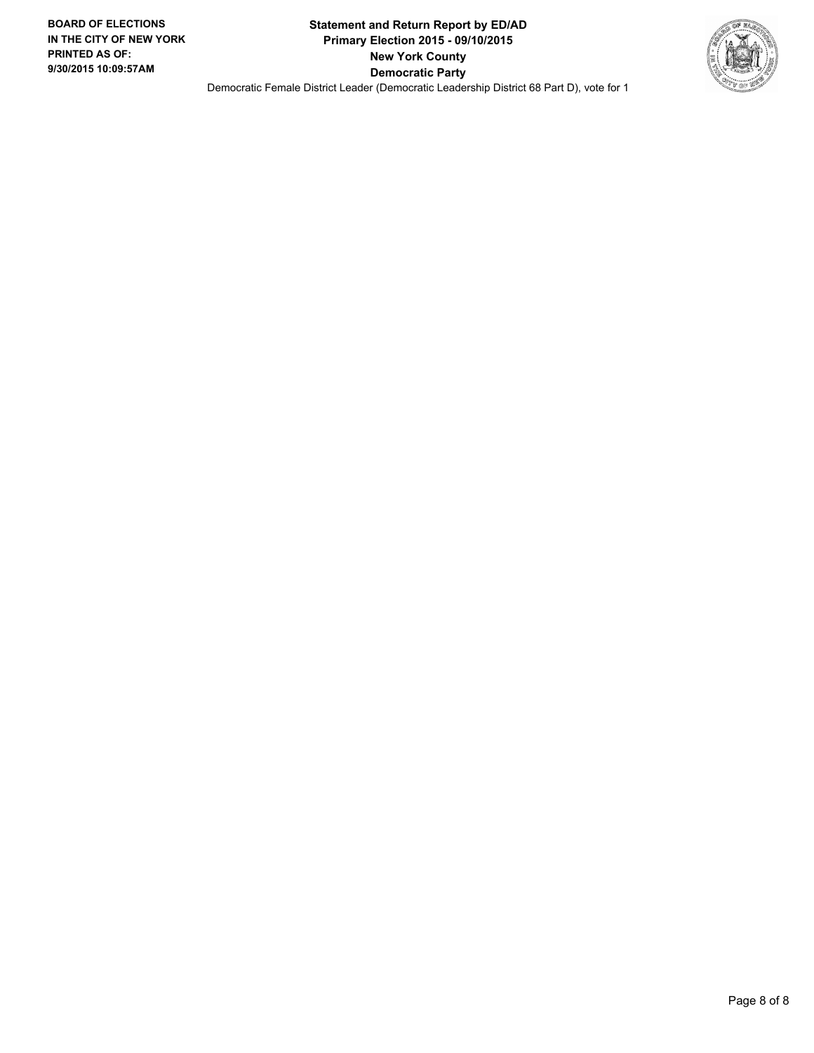**BOARD OF ELECTIONS
IN THE CITY OF NEW YORK
PRINTED AS OF:
9/30/2015 10:09:57AM**

**Statement and Return Report by ED/AD
Primary Election 2015 - 09/10/2015
New York County
Democratic Party**

Democratic Female District Leader (Democratic Leadership District 68 Part D), vote for 1